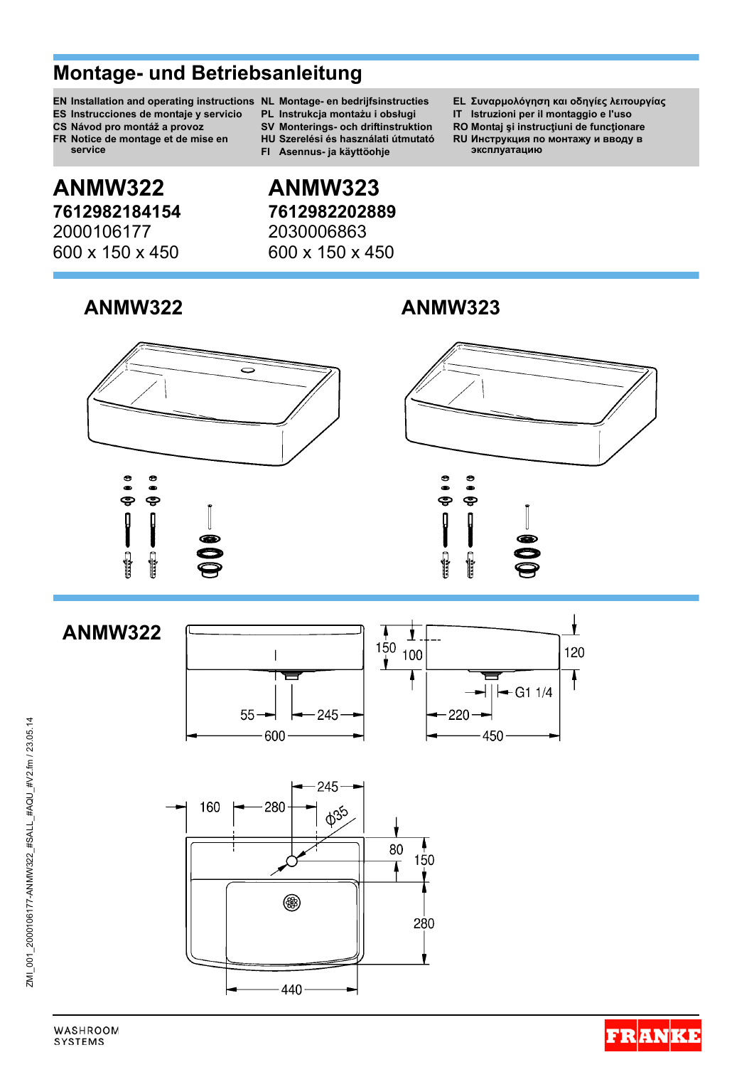# Montage- und Betriebsanleitung

**EN** Installation and operating instructions
**ES** Instrucciones de montaje y servicio
**CS** Návod pro montáž a provoz
**FR** Notice de montage et de mise en service
**NL** Montage- en bedrijfsinstructies
**PL** Instrukcja montażu i obsługi
**SV** Monterings- och driftinstruktion
**HU** Szerelési és használati útmutató
**FI** Asennus- ja käyttöohje
**EL** Συναρμολόγηση και οδηγίες λειτουργίας
**IT** Istruzioni per il montaggio e l'uso
**RO** Montaj şi instrucţiuni de funcţionare
**RU** Инструкция по монтажу и вводу в эксплуатацию

## ANMW322

**7612982184154**
2000106177
600 x 150 x 450

## ANMW323

**7612982202889**
2030006863
600 x 150 x 450

## ANMW322

## ANMW323

## ANMW322

600, 55, 245, 150, 100, 120, G1 1/4, 220, 450

160, 280, 245, Ø35, 80, 150, 280, 440

ZMI_001_2000106177-ANMW322_#SALL_#AQU_#V2.fm / 23.05.14

WASHROOM SYSTEMS

FRANKE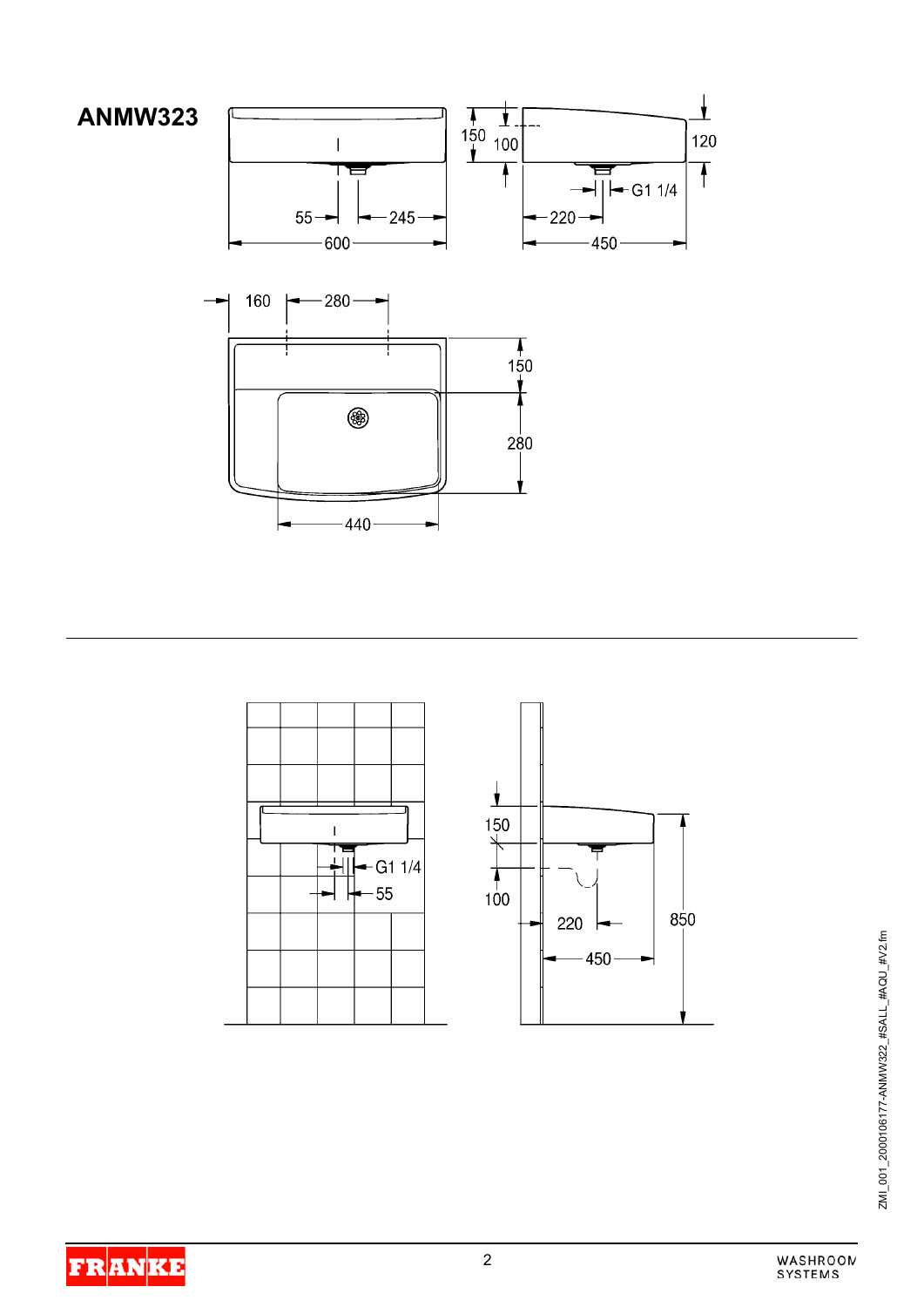# ANMW323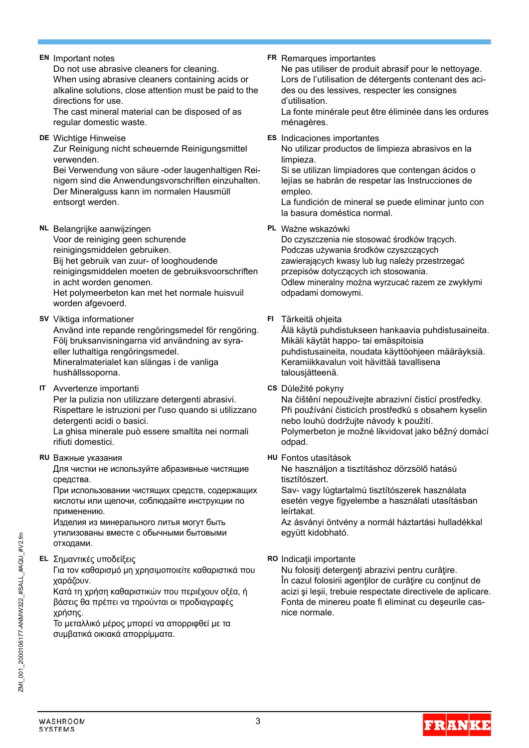**EN** Important notes

Do not use abrasive cleaners for cleaning.
When using abrasive cleaners containing acids or alkaline solutions, close attention must be paid to the directions for use.
The cast mineral material can be disposed of as regular domestic waste.

**FR** Remarques importantes

Ne pas utiliser de produit abrasif pour le nettoyage.
Lors de l'utilisation de détergents contenant des acides ou des lessives, respecter les consignes d'utilisation.
La fonte minérale peut être éliminée dans les ordures ménagères.

**DE** Wichtige Hinweise

Zur Reinigung nicht scheuernde Reinigungsmittel verwenden.
Bei Verwendung von säure -oder laugenhaltigen Reinigern sind die Anwendungsvorschriften einzuhalten.
Der Mineralguss kann im normalen Hausmüll entsorgt werden.

**ES** Indicaciones importantes

No utilizar productos de limpieza abrasivos en la limpieza.
Si se utilizan limpiadores que contengan ácidos o lejías se habrán de respetar las Instrucciones de empleo.
La fundición de mineral se puede eliminar junto con la basura doméstica normal.

**NL** Belangrijke aanwijzingen

Voor de reiniging geen schurende reinigingsmiddelen gebruiken.
Bij het gebruik van zuur- of looghoudende reinigingsmiddelen moeten de gebruiksvoorschriften in acht worden genomen.
Het polymeerbeton kan met het normale huisvuil worden afgevoerd.

**PL** Ważne wskazówki

Do czyszczenia nie stosować środków trących.
Podczas używania środków czyszczących zawierających kwasy lub ług należy przestrzegać przepisów dotyczących ich stosowania.
Odlew mineralny można wyrzucać razem ze zwykłymi odpadami domowymi.

**SV** Viktiga informationer

Använd inte repande rengöringsmedel för rengöring.
Följ bruksanvisningarna vid användning av syra- eller luthaltiga rengöringsmedel.
Mineralmaterialet kan slängas i de vanliga hushållssoporna.

**FI** Tärkeitä ohjeita

Älä käytä puhdistukseen hankaavia puhdistusaineita.
Mikäli käytät happo- tai emäspitoisia puhdistusaineita, noudata käyttöohjeen määräyksiä.
Keramiikkavalun voit hävittää tavallisena talousjätteenä.

**IT** Avvertenze importanti

Per la pulizia non utilizzare detergenti abrasivi.
Rispettare le istruzioni per l'uso quando si utilizzano detergenti acidi o basici.
La ghisa minerale può essere smaltita nei normali rifiuti domestici.

**CS** Důležité pokyny

Na čištění nepoužívejte abrazivní čisticí prostředky.
Při používání čisticích prostředků s obsahem kyselin nebo louhů dodržujte návody k použití.
Polymerbeton je možné likvidovat jako běžný domácí odpad.

**RU** Важные указания

Для чистки не используйте абразивные чистящие средства.
При использовании чистящих средств, содержащих кислоты или щелочи, соблюдайте инструкции по применению.
Изделия из минерального литья могут быть утилизованы вместе с обычными бытовыми отходами.

**HU** Fontos utasítások

Ne használjon a tisztításhoz dörzsölő hatású tisztítószert.
Sav- vagy lúgtartalmú tisztítószerek használata esetén vegye figyelembe a használati utasításban leírtakat.
Az ásványi öntvény a normál háztartási hulladékkal együtt kidobható.

**EL** Σημαντικές υποδείξεις

Για τον καθαρισμό μη χρησιμοποιείτε καθαριστικά που χαράζουν.
Κατά τη χρήση καθαριστικών που περιέχουν οξέα, ή βάσεις θα πρέπει να τηρούνται οι προδιαγραφές χρήσης.
Το μεταλλικό μέρος μπορεί να απορριφθεί με τα συμβατικά οικιακά απορρίμματα.

**RO** Indicaţii importante

Nu folosiţi detergenţi abrazivi pentru curăţire.
În cazul folosirii agenţilor de curăţire cu conţinut de acizi şi leşii, trebuie respectate directivele de aplicare.
Fonta de minereu poate fi eliminat cu deşeurile casnice normale.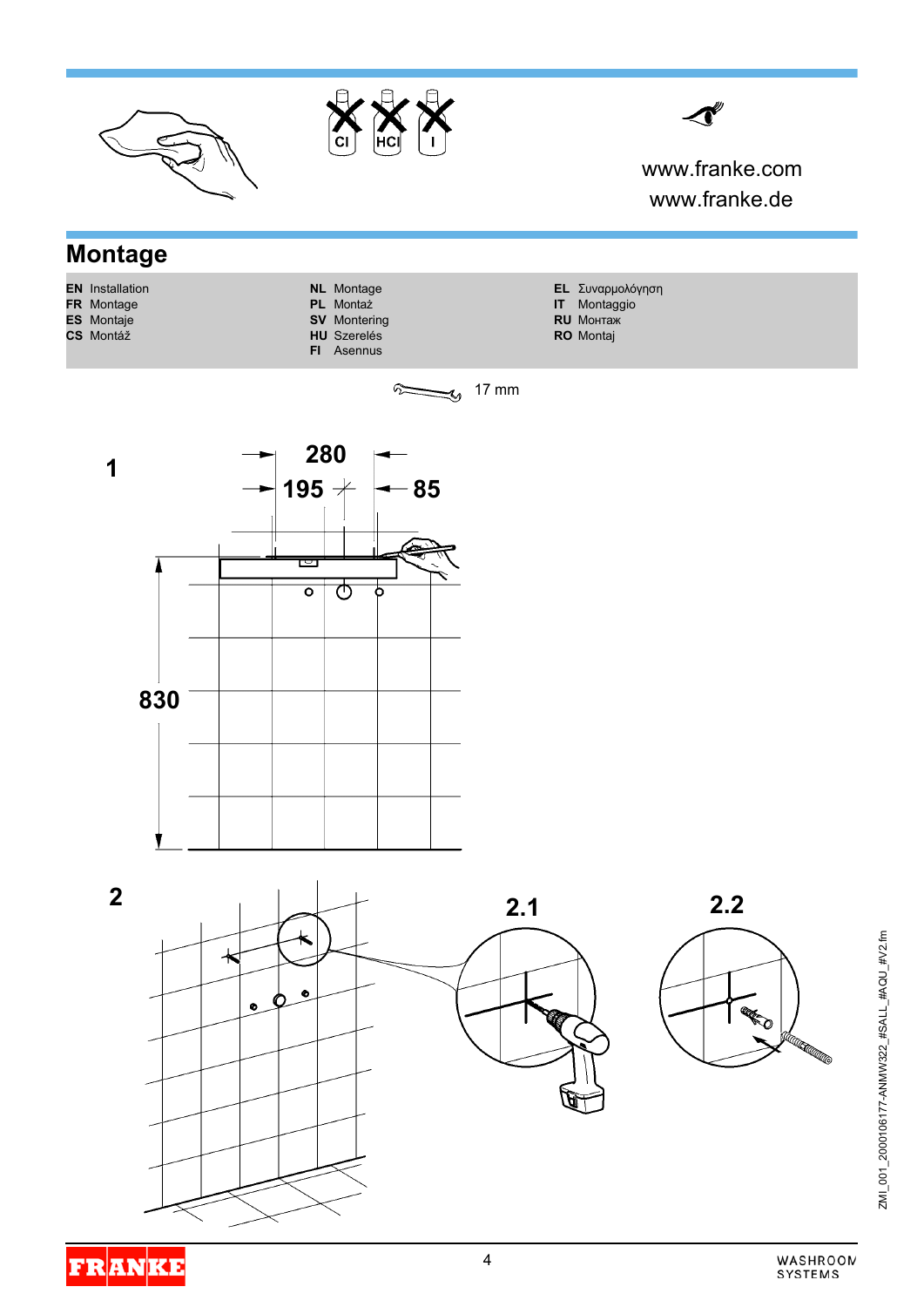www.franke.com
www.franke.de

## Montage

**EN** Installation
**FR** Montage
**ES** Montaje
**CS** Montáž
**NL** Montage
**PL** Montaż
**SV** Montering
**HU** Szerelés
**FI** Asennus
**EL** Συναρμολόγηση
**IT** Montaggio
**RU** Монтаж
**RO** Montaj

17 mm

**1**

280

195

85

830

**2**

**2.1**

**2.2**

ZMI_001_2000106177-ANMW322_#SALL_#AQU_#V2.fm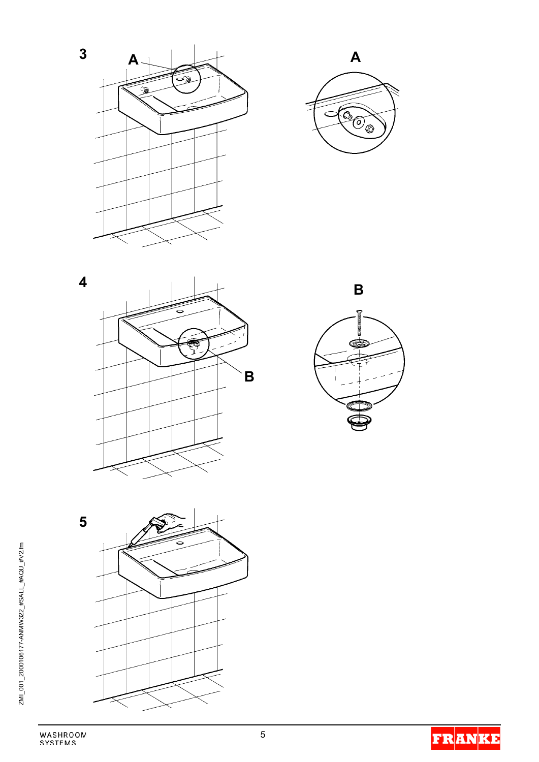**3**

**A**

**A**

**4**

**B**

**B**

**5**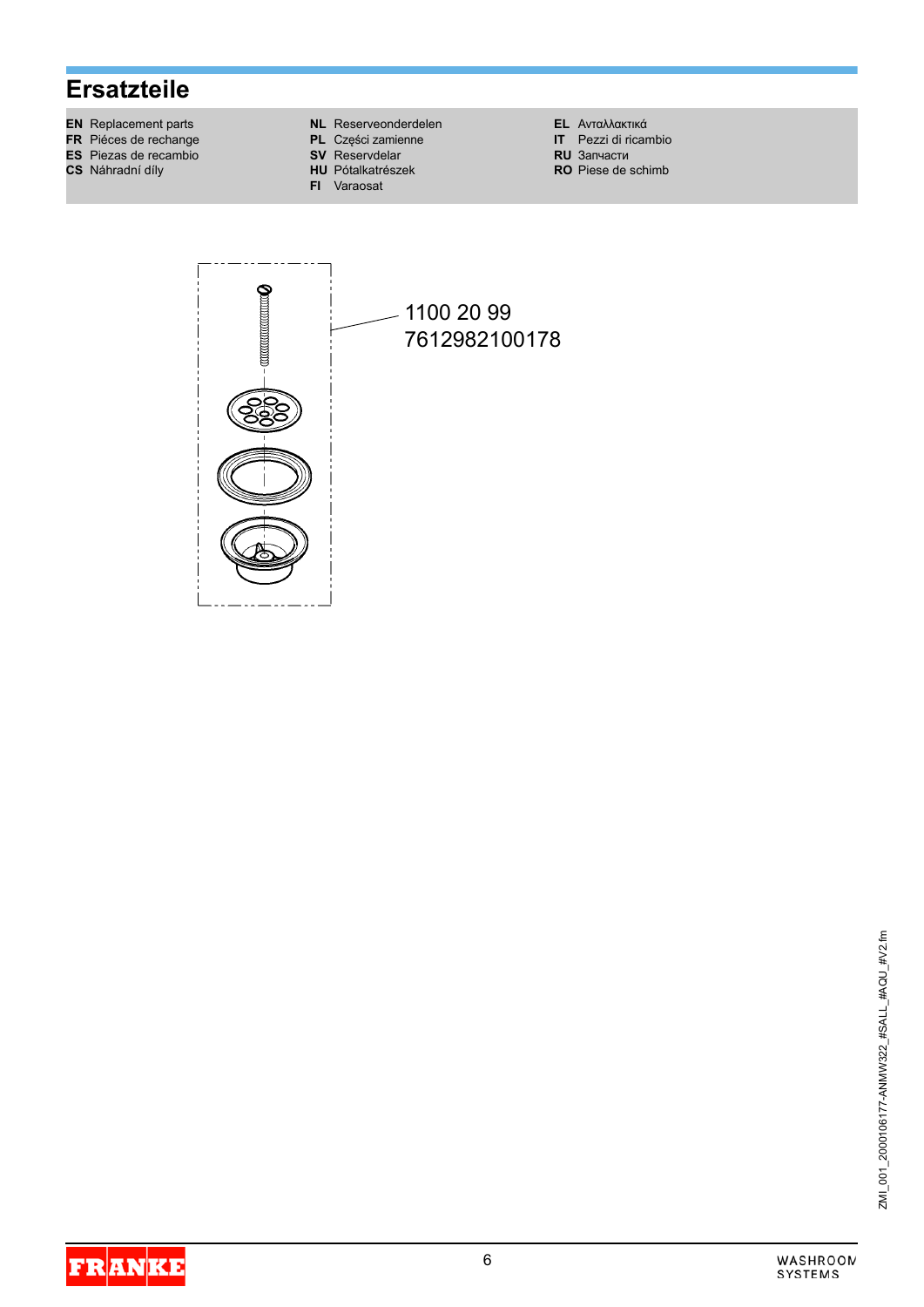# Ersatzteile

**EN** Replacement parts
**FR** Piéces de rechange
**ES** Piezas de recambio
**CS** Náhradní díly
**NL** Reserveonderdelen
**PL** Części zamienne
**SV** Reservdelar
**HU** Pótalkatrészek
**FI** Varaosat
**EL** Ανταλλακτικά
**IT** Pezzi di ricambio
**RU** Запчасти
**RO** Piese de schimb

1100 20 99
7612982100178

ZMI_001_2000106177-ANMW322_#SALL_#AQU_#V2.fm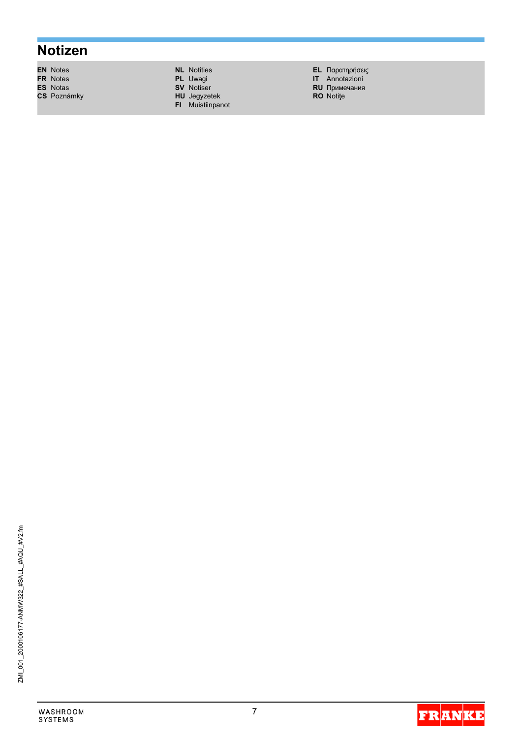# Notizen

**EN** Notes
**FR** Notes
**ES** Notas
**CS** Poznámky
**NL** Notities
**PL** Uwagi
**SV** Notiser
**HU** Jegyzetek
**FI** Muistiinpanot
**EL** Παρατηρήσεις
**IT** Annotazioni
**RU** Примечания
**RO** Notiţe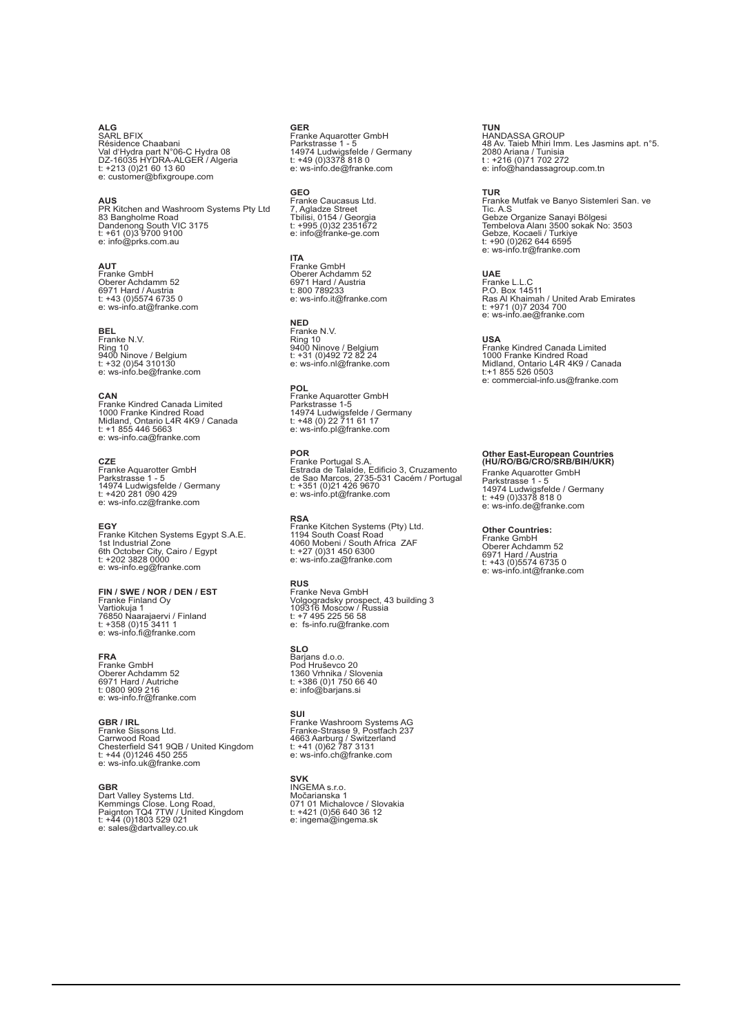**ALG**
SARL BFIX
Résidence Chaabani
Val d'Hydra part N°06-C Hydra 08
DZ-16035 HYDRA-ALGER / Algeria
t: +213 (0)21 60 13 60
e: customer@bfixgroupe.com

**AUS**
PR Kitchen and Washroom Systems Pty Ltd
83 Bangholme Road
Dandenong South VIC 3175
t: +61 (0)3 9700 9100
e: info@prks.com.au

**AUT**
Franke GmbH
Oberer Achdamm 52
6971 Hard / Austria
t: +43 (0)5574 6735 0
e: ws-info.at@franke.com

**BEL**
Franke N.V.
Ring 10
9400 Ninove / Belgium
t: +32 (0)54 310130
e: ws-info.be@franke.com

**CAN**
Franke Kindred Canada Limited
1000 Franke Kindred Road
Midland, Ontario L4R 4K9 / Canada
t: +1 855 446 5663
e: ws-info.ca@franke.com

**CZE**
Franke Aquarotter GmbH
Parkstrasse 1 - 5
14974 Ludwigsfelde / Germany
t: +420 281 090 429
e: ws-info.cz@franke.com

**EGY**
Franke Kitchen Systems Egypt S.A.E.
1st Industrial Zone
6th October City, Cairo / Egypt
t: +202 3828 0000
e: ws-info.eg@franke.com

**FIN / SWE / NOR / DEN / EST**
Franke Finland Oy
Vartiokuja 1
76850 Naarajaervi / Finland
t: +358 (0)15 3411 1
e: ws-info.fi@franke.com

**FRA**
Franke GmbH
Oberer Achdamm 52
6971 Hard / Autriche
t: 0800 909 216
e: ws-info.fr@franke.com

**GBR / IRL**
Franke Sissons Ltd.
Carrwood Road
Chesterfield S41 9QB / United Kingdom
t: +44 (0)1246 450 255
e: ws-info.uk@franke.com

**GBR**
Dart Valley Systems Ltd.
Kemmings Close. Long Road,
Paignton TQ4 7TW / United Kingdom
t: +44 (0)1803 529 021
e: sales@dartvalley.co.uk

**GER**
Franke Aquarotter GmbH
Parkstrasse 1 - 5
14974 Ludwigsfelde / Germany
t: +49 (0)3378 818 0
e: ws-info.de@franke.com

**GEO**
Franke Caucasus Ltd.
7, Agladze Street
Tbilisi, 0154 / Georgia
t: +995 (0)32 2351672
e: info@franke-ge.com

**ITA**
Franke GmbH
Oberer Achdamm 52
6971 Hard / Austria
t: 800 789233
e: ws-info.it@franke.com

**NED**
Franke N.V.
Ring 10
9400 Ninove / Belgium
t: +31 (0)492 72 82 24
e: ws-info.nl@franke.com

**POL**
Franke Aquarotter GmbH
Parkstrasse 1-5
14974 Ludwigsfelde / Germany
t: +48 (0) 22 711 61 17
e: ws-info.pl@franke.com

**POR**
Franke Portugal S.A.
Estrada de Talaíde, Edificio 3, Cruzamento de Sao Marcos, 2735-531 Cacém / Portugal
t: +351 (0)21 426 9670
e: ws-info.pt@franke.com

**RSA**
Franke Kitchen Systems (Pty) Ltd.
1194 South Coast Road
4060 Mobeni / South Africa ZAF
t: +27 (0)31 450 6300
e: ws-info.za@franke.com

**RUS**
Franke Neva GmbH
Volgogradsky prospect, 43 building 3
109316 Moscow / Russia
t: +7 495 225 56 58
e: fs-info.ru@franke.com

**SLO**
Barjans d.o.o.
Pod Hruševco 20
1360 Vrhnika / Slovenia
t: +386 (0)1 750 66 40
e: info@barjans.si

**SUI**
Franke Washroom Systems AG
Franke-Strasse 9, Postfach 237
4663 Aarburg / Switzerland
t: +41 (0)62 787 3131
e: ws-info.ch@franke.com

**SVK**
INGEMA s.r.o.
Močarianska 1
071 01 Michalovce / Slovakia
t: +421 (0)56 640 36 12
e: ingema@ingema.sk

**TUN**
HANDASSA GROUP
48 Av. Taieb Mhiri Imm. Les Jasmins apt. n°5.
2080 Ariana / Tunisia
t : +216 (0)71 702 272
e: info@handassagroup.com.tn

**TUR**
Franke Mutfak ve Banyo Sistemleri San. ve Tic. A.S
Gebze Organize Sanayi Bölgesi
Tembelova Alanı 3500 sokak No: 3503
Gebze, Kocaeli / Turkiye
t: +90 (0)262 644 6595
e: ws-info.tr@franke.com

**UAE**
Franke L.L.C
P.O. Box 14511
Ras Al Khaimah / United Arab Emirates
t: +971 (0)7 2034 700
e: ws-info.ae@franke.com

**USA**
Franke Kindred Canada Limited
1000 Franke Kindred Road
Midland, Ontario L4R 4K9 / Canada
t:+1 855 526 0503
e: commercial-info.us@franke.com

**Other East-European Countries (HU/RO/BG/CRO/SRB/BIH/UKR)**
Franke Aquarotter GmbH
Parkstrasse 1 - 5
14974 Ludwigsfelde / Germany
t: +49 (0)3378 818 0
e: ws-info.de@franke.com

**Other Countries:**
Franke GmbH
Oberer Achdamm 52
6971 Hard / Austria
t: +43 (0)5574 6735 0
e: ws-info.int@franke.com